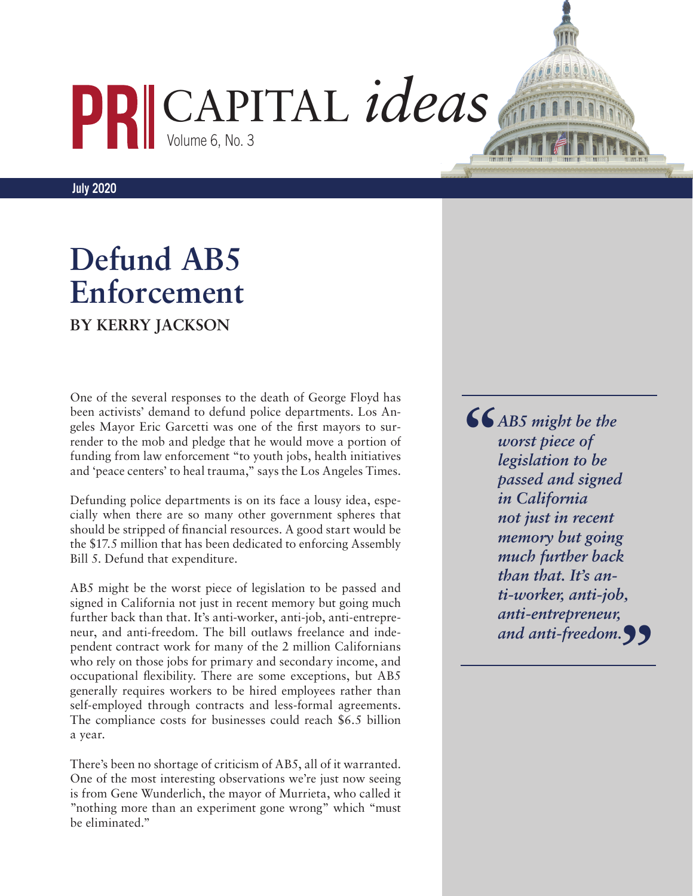# PRI CAPITAL *ideas*

Volume 6, No. 3

July 2020

# Defund AB5 Enforcement

**BY KERRY JACKSON**

One of the several responses to the death of George Floyd has been activists' demand to defund police departments. Los Angeles Mayor Eric Garcetti was one of the first mayors to surrender to the mob and pledge that he would move a portion of funding from law enforcement "to youth jobs, health initiatives and 'peace centers' to heal trauma," says the Los Angeles Times.

Defunding police departments is on its face a lousy idea, especially when there are so many other government spheres that should be stripped of financial resources. A good start would be the $17.5 million that has been dedicated to enforcing Assembly Bill 5. Defund that expenditure.

AB5 might be the worst piece of legislation to be passed and signed in California not just in recent memory but going much further back than that. It's anti-worker, anti-job, anti-entrepreneur, and anti-freedom. The bill outlaws freelance and independent contract work for many of the 2 million Californians who rely on those jobs for primary and secondary income, and occupational flexibility. There are some exceptions, but AB5 generally requires workers to be hired employees rather than self-employed through contracts and less-formal agreements. The compliance costs for businesses could reach $6.5 billion a year.

There's been no shortage of criticism of AB5, all of it warranted. One of the most interesting observations we're just now seeing is from Gene Wunderlich, the mayor of Murrieta, who called it "nothing more than an experiment gone wrong" which "must be eliminated."

> ***"AB5 might be the worst piece of legislation to be passed and signed in California not just in recent memory but going much further back than that. It's anti-worker, anti-job, anti-entrepreneur, and anti-freedom."***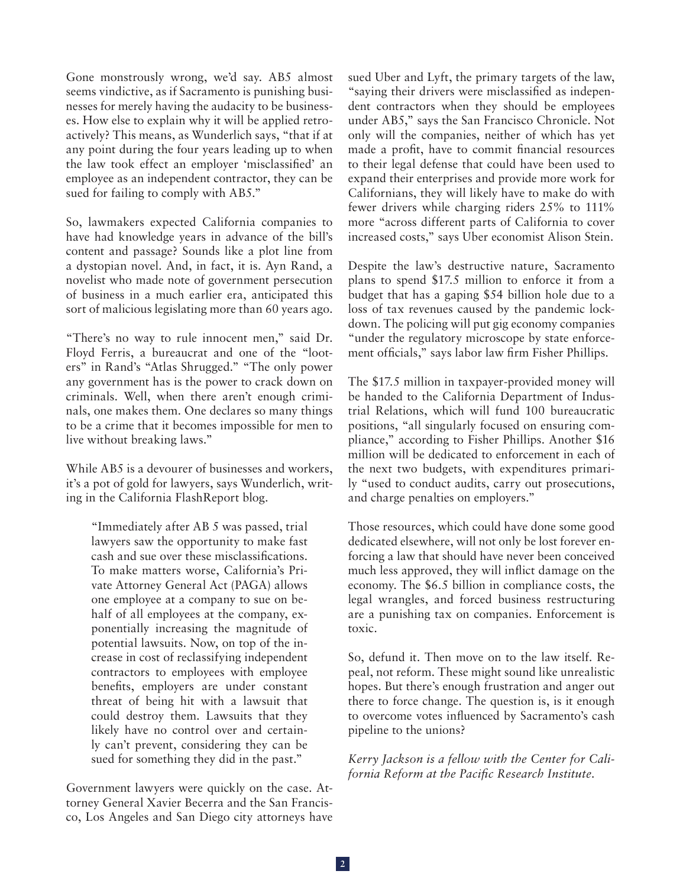Gone monstrously wrong, we'd say. AB5 almost seems vindictive, as if Sacramento is punishing businesses for merely having the audacity to be businesses. How else to explain why it will be applied retroactively? This means, as Wunderlich says, "that if at any point during the four years leading up to when the law took effect an employer 'misclassified' an employee as an independent contractor, they can be sued for failing to comply with AB5."

So, lawmakers expected California companies to have had knowledge years in advance of the bill's content and passage? Sounds like a plot line from a dystopian novel. And, in fact, it is. Ayn Rand, a novelist who made note of government persecution of business in a much earlier era, anticipated this sort of malicious legislating more than 60 years ago.

"There's no way to rule innocent men," said Dr. Floyd Ferris, a bureaucrat and one of the "looters" in Rand's "Atlas Shrugged." "The only power any government has is the power to crack down on criminals. Well, when there aren't enough criminals, one makes them. One declares so many things to be a crime that it becomes impossible for men to live without breaking laws."

While AB5 is a devourer of businesses and workers, it's a pot of gold for lawyers, says Wunderlich, writing in the California FlashReport blog.

> "Immediately after AB 5 was passed, trial lawyers saw the opportunity to make fast cash and sue over these misclassifications. To make matters worse, California's Private Attorney General Act (PAGA) allows one employee at a company to sue on behalf of all employees at the company, exponentially increasing the magnitude of potential lawsuits. Now, on top of the increase in cost of reclassifying independent contractors to employees with employee benefits, employers are under constant threat of being hit with a lawsuit that could destroy them. Lawsuits that they likely have no control over and certainly can't prevent, considering they can be sued for something they did in the past."

Government lawyers were quickly on the case. Attorney General Xavier Becerra and the San Francisco, Los Angeles and San Diego city attorneys have sued Uber and Lyft, the primary targets of the law, "saying their drivers were misclassified as independent contractors when they should be employees under AB5," says the San Francisco Chronicle. Not only will the companies, neither of which has yet made a profit, have to commit financial resources to their legal defense that could have been used to expand their enterprises and provide more work for Californians, they will likely have to make do with fewer drivers while charging riders 25% to 111% more "across different parts of California to cover increased costs," says Uber economist Alison Stein.

Despite the law's destructive nature, Sacramento plans to spend $17.5 million to enforce it from a budget that has a gaping $54 billion hole due to a loss of tax revenues caused by the pandemic lockdown. The policing will put gig economy companies "under the regulatory microscope by state enforcement officials," says labor law firm Fisher Phillips.

The $17.5 million in taxpayer-provided money will be handed to the California Department of Industrial Relations, which will fund 100 bureaucratic positions, "all singularly focused on ensuring compliance," according to Fisher Phillips. Another $16 million will be dedicated to enforcement in each of the next two budgets, with expenditures primarily "used to conduct audits, carry out prosecutions, and charge penalties on employers."

Those resources, which could have done some good dedicated elsewhere, will not only be lost forever enforcing a law that should have never been conceived much less approved, they will inflict damage on the economy. The $6.5 billion in compliance costs, the legal wrangles, and forced business restructuring are a punishing tax on companies. Enforcement is toxic.

So, defund it. Then move on to the law itself. Repeal, not reform. These might sound like unrealistic hopes. But there's enough frustration and anger out there to force change. The question is, is it enough to overcome votes influenced by Sacramento's cash pipeline to the unions?

*Kerry Jackson is a fellow with the Center for California Reform at the Pacific Research Institute.*